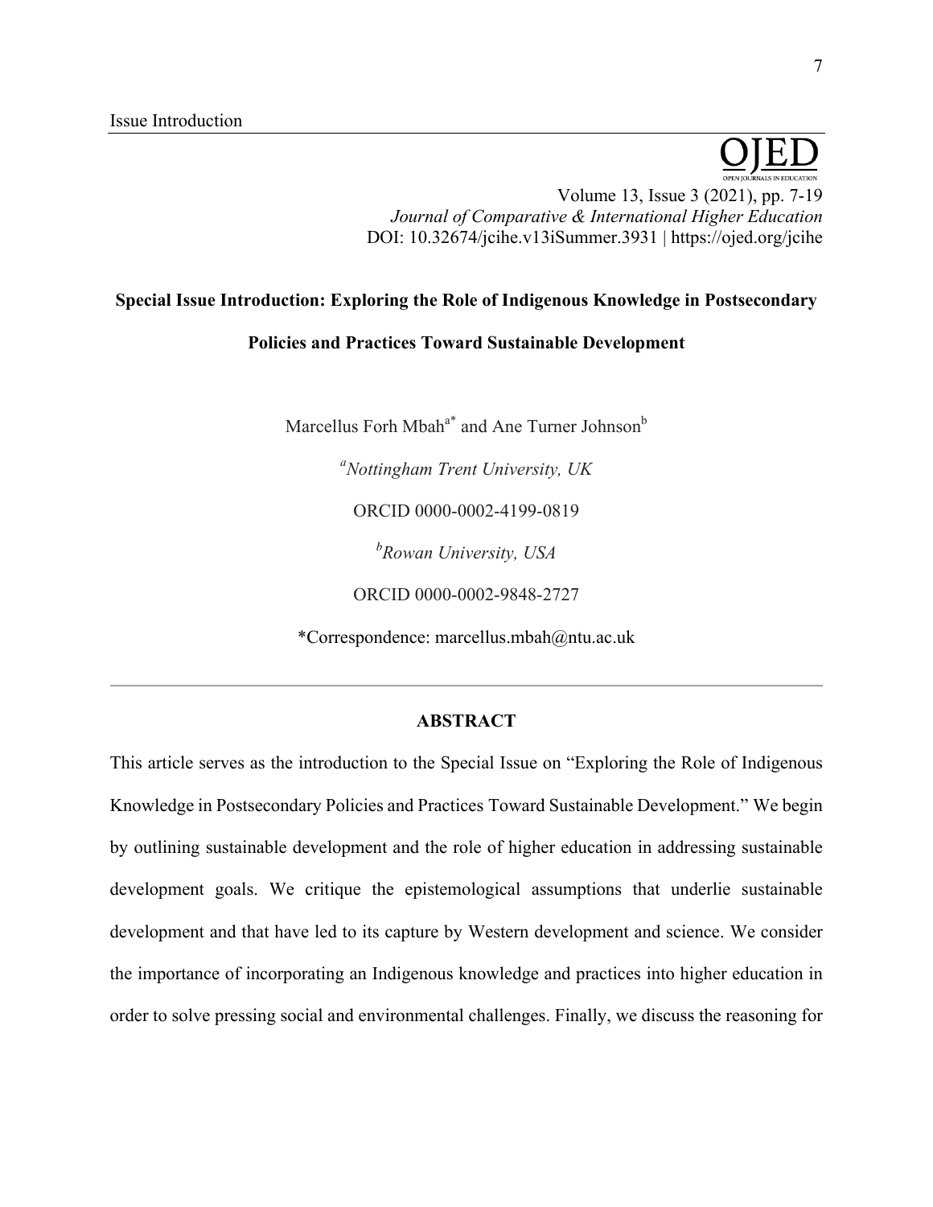Issue Introduction

# Special Issue Introduction: Exploring the Role of Indigenous Knowledge in Postsecondary Policies and Practices Toward Sustainable Development

Marcellus Forh Mbah[a*] and Ane Turner Johnson[b]

[a]*Nottingham Trent University, UK*

ORCID 0000-0002-4199-0819

[b]*Rowan University, USA*

ORCID 0000-0002-9848-2727

*Correspondence: marcellus.mbah@ntu.ac.uk

## ABSTRACT

This article serves as the introduction to the Special Issue on "Exploring the Role of Indigenous Knowledge in Postsecondary Policies and Practices Toward Sustainable Development." We begin by outlining sustainable development and the role of higher education in addressing sustainable development goals. We critique the epistemological assumptions that underlie sustainable development and that have led to its capture by Western development and science. We consider the importance of incorporating an Indigenous knowledge and practices into higher education in order to solve pressing social and environmental challenges. Finally, we discuss the reasoning for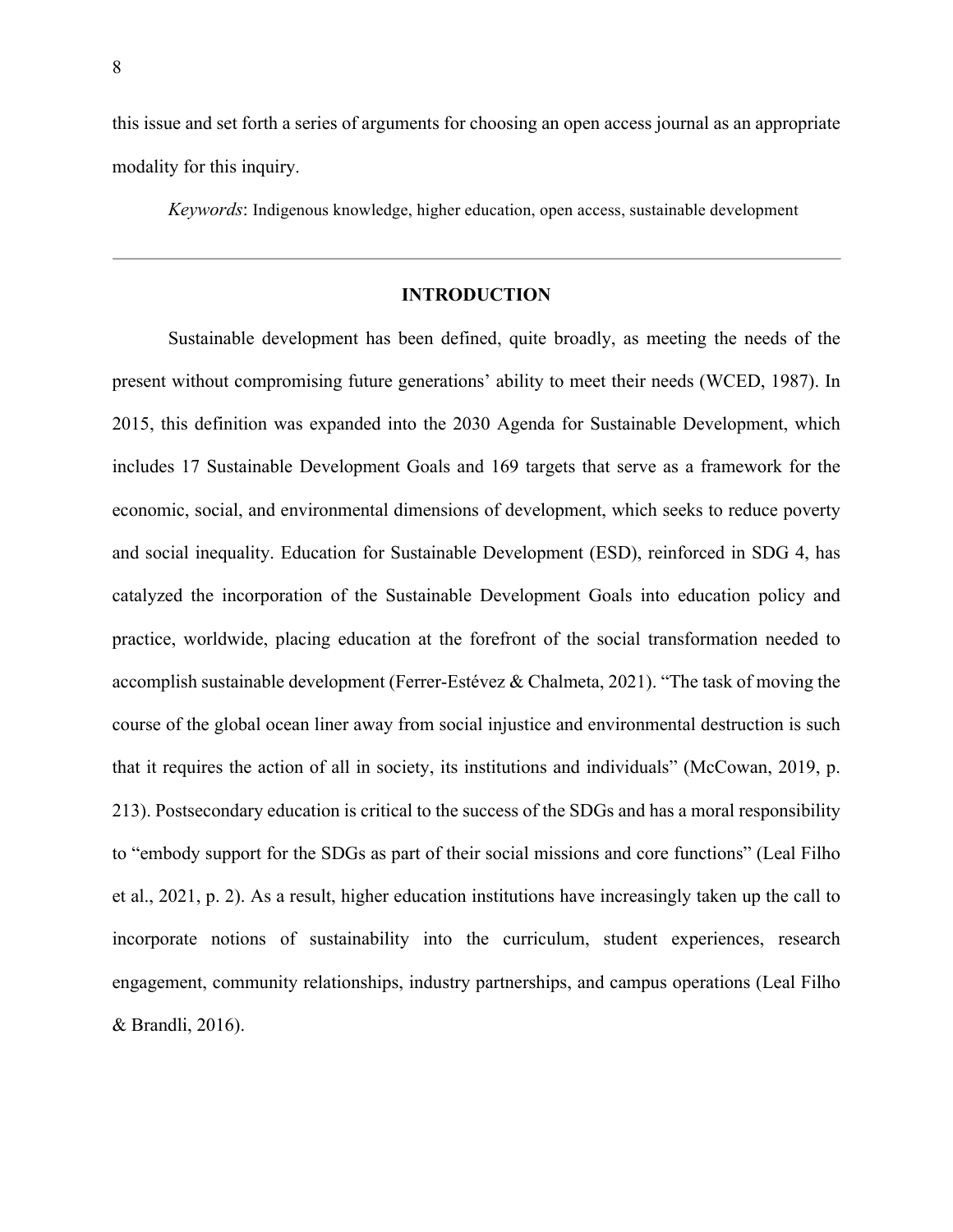this issue and set forth a series of arguments for choosing an open access journal as an appropriate modality for this inquiry.

*Keywords*: Indigenous knowledge, higher education, open access, sustainable development

---

## INTRODUCTION

Sustainable development has been defined, quite broadly, as meeting the needs of the present without compromising future generations' ability to meet their needs (WCED, 1987). In 2015, this definition was expanded into the 2030 Agenda for Sustainable Development, which includes 17 Sustainable Development Goals and 169 targets that serve as a framework for the economic, social, and environmental dimensions of development, which seeks to reduce poverty and social inequality. Education for Sustainable Development (ESD), reinforced in SDG 4, has catalyzed the incorporation of the Sustainable Development Goals into education policy and practice, worldwide, placing education at the forefront of the social transformation needed to accomplish sustainable development (Ferrer-Estévez & Chalmeta, 2021). "The task of moving the course of the global ocean liner away from social injustice and environmental destruction is such that it requires the action of all in society, its institutions and individuals" (McCowan, 2019, p. 213). Postsecondary education is critical to the success of the SDGs and has a moral responsibility to "embody support for the SDGs as part of their social missions and core functions" (Leal Filho et al., 2021, p. 2). As a result, higher education institutions have increasingly taken up the call to incorporate notions of sustainability into the curriculum, student experiences, research engagement, community relationships, industry partnerships, and campus operations (Leal Filho & Brandli, 2016).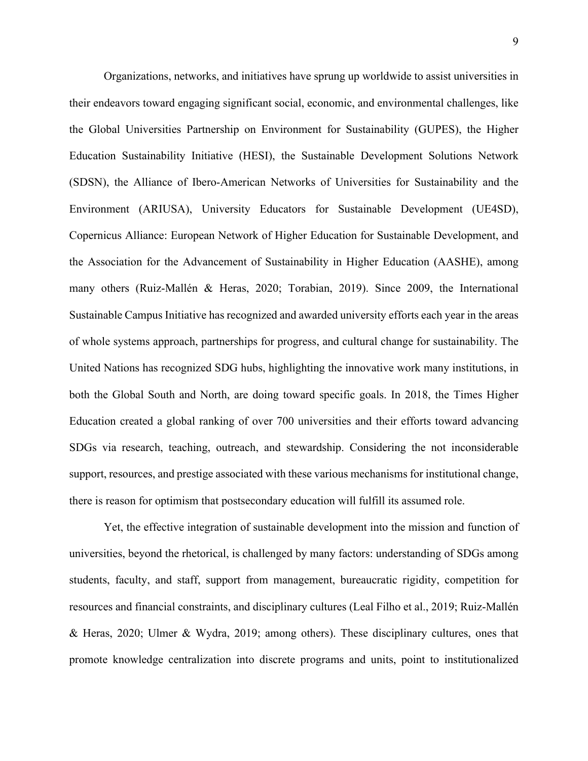Organizations, networks, and initiatives have sprung up worldwide to assist universities in their endeavors toward engaging significant social, economic, and environmental challenges, like the Global Universities Partnership on Environment for Sustainability (GUPES), the Higher Education Sustainability Initiative (HESI), the Sustainable Development Solutions Network (SDSN), the Alliance of Ibero-American Networks of Universities for Sustainability and the Environment (ARIUSA), University Educators for Sustainable Development (UE4SD), Copernicus Alliance: European Network of Higher Education for Sustainable Development, and the Association for the Advancement of Sustainability in Higher Education (AASHE), among many others (Ruiz-Mallén & Heras, 2020; Torabian, 2019). Since 2009, the International Sustainable Campus Initiative has recognized and awarded university efforts each year in the areas of whole systems approach, partnerships for progress, and cultural change for sustainability. The United Nations has recognized SDG hubs, highlighting the innovative work many institutions, in both the Global South and North, are doing toward specific goals. In 2018, the Times Higher Education created a global ranking of over 700 universities and their efforts toward advancing SDGs via research, teaching, outreach, and stewardship. Considering the not inconsiderable support, resources, and prestige associated with these various mechanisms for institutional change, there is reason for optimism that postsecondary education will fulfill its assumed role.

Yet, the effective integration of sustainable development into the mission and function of universities, beyond the rhetorical, is challenged by many factors: understanding of SDGs among students, faculty, and staff, support from management, bureaucratic rigidity, competition for resources and financial constraints, and disciplinary cultures (Leal Filho et al., 2019; Ruiz-Mallén & Heras, 2020; Ulmer & Wydra, 2019; among others). These disciplinary cultures, ones that promote knowledge centralization into discrete programs and units, point to institutionalized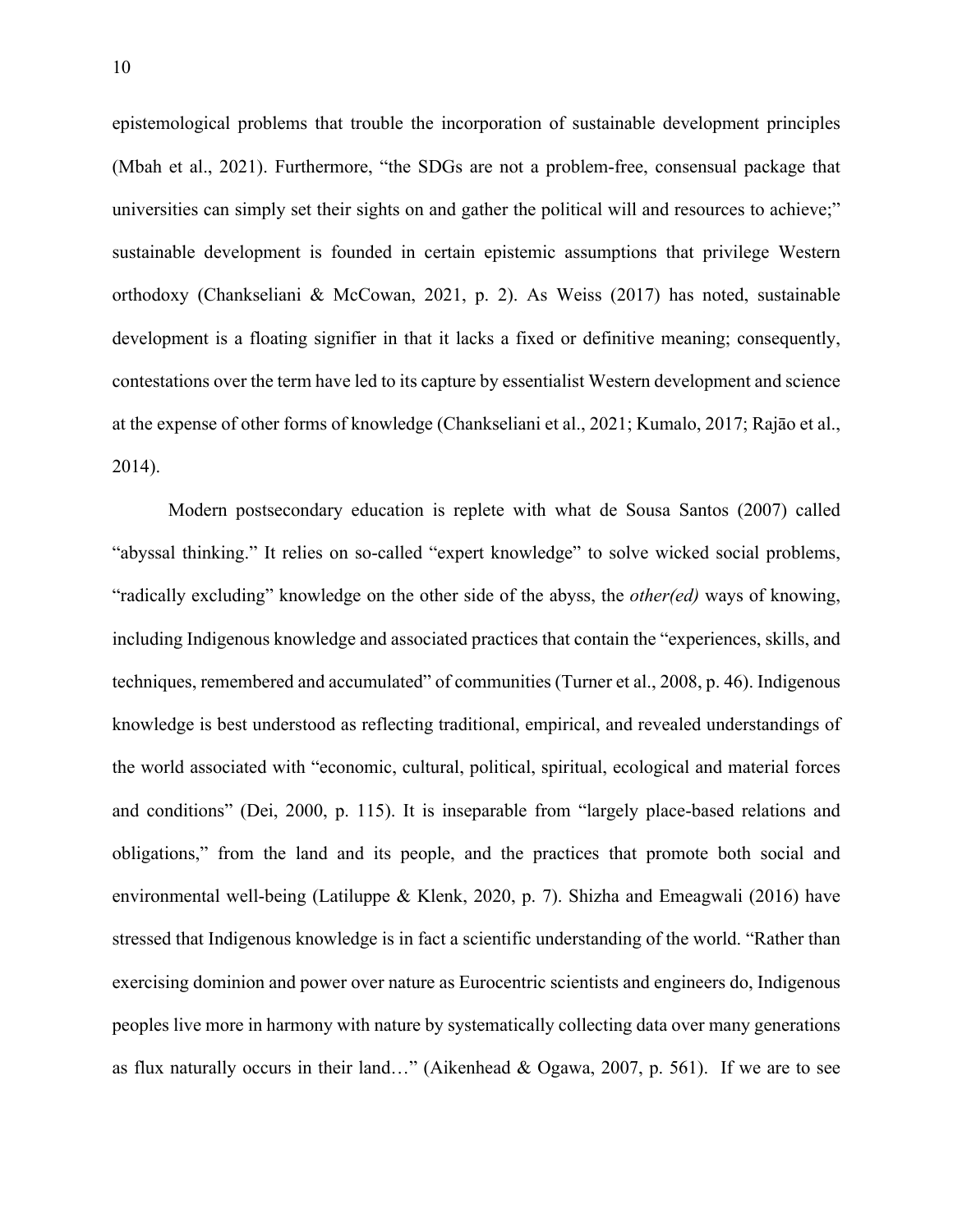epistemological problems that trouble the incorporation of sustainable development principles (Mbah et al., 2021). Furthermore, "the SDGs are not a problem-free, consensual package that universities can simply set their sights on and gather the political will and resources to achieve;" sustainable development is founded in certain epistemic assumptions that privilege Western orthodoxy (Chankseliani & McCowan, 2021, p. 2). As Weiss (2017) has noted, sustainable development is a floating signifier in that it lacks a fixed or definitive meaning; consequently, contestations over the term have led to its capture by essentialist Western development and science at the expense of other forms of knowledge (Chankseliani et al., 2021; Kumalo, 2017; Rajão et al., 2014).

Modern postsecondary education is replete with what de Sousa Santos (2007) called "abyssal thinking." It relies on so-called "expert knowledge" to solve wicked social problems, "radically excluding" knowledge on the other side of the abyss, the *other(ed)* ways of knowing, including Indigenous knowledge and associated practices that contain the "experiences, skills, and techniques, remembered and accumulated" of communities (Turner et al., 2008, p. 46). Indigenous knowledge is best understood as reflecting traditional, empirical, and revealed understandings of the world associated with "economic, cultural, political, spiritual, ecological and material forces and conditions" (Dei, 2000, p. 115). It is inseparable from "largely place-based relations and obligations," from the land and its people, and the practices that promote both social and environmental well-being (Latiluppe & Klenk, 2020, p. 7). Shizha and Emeagwali (2016) have stressed that Indigenous knowledge is in fact a scientific understanding of the world. "Rather than exercising dominion and power over nature as Eurocentric scientists and engineers do, Indigenous peoples live more in harmony with nature by systematically collecting data over many generations as flux naturally occurs in their land…" (Aikenhead & Ogawa, 2007, p. 561). If we are to see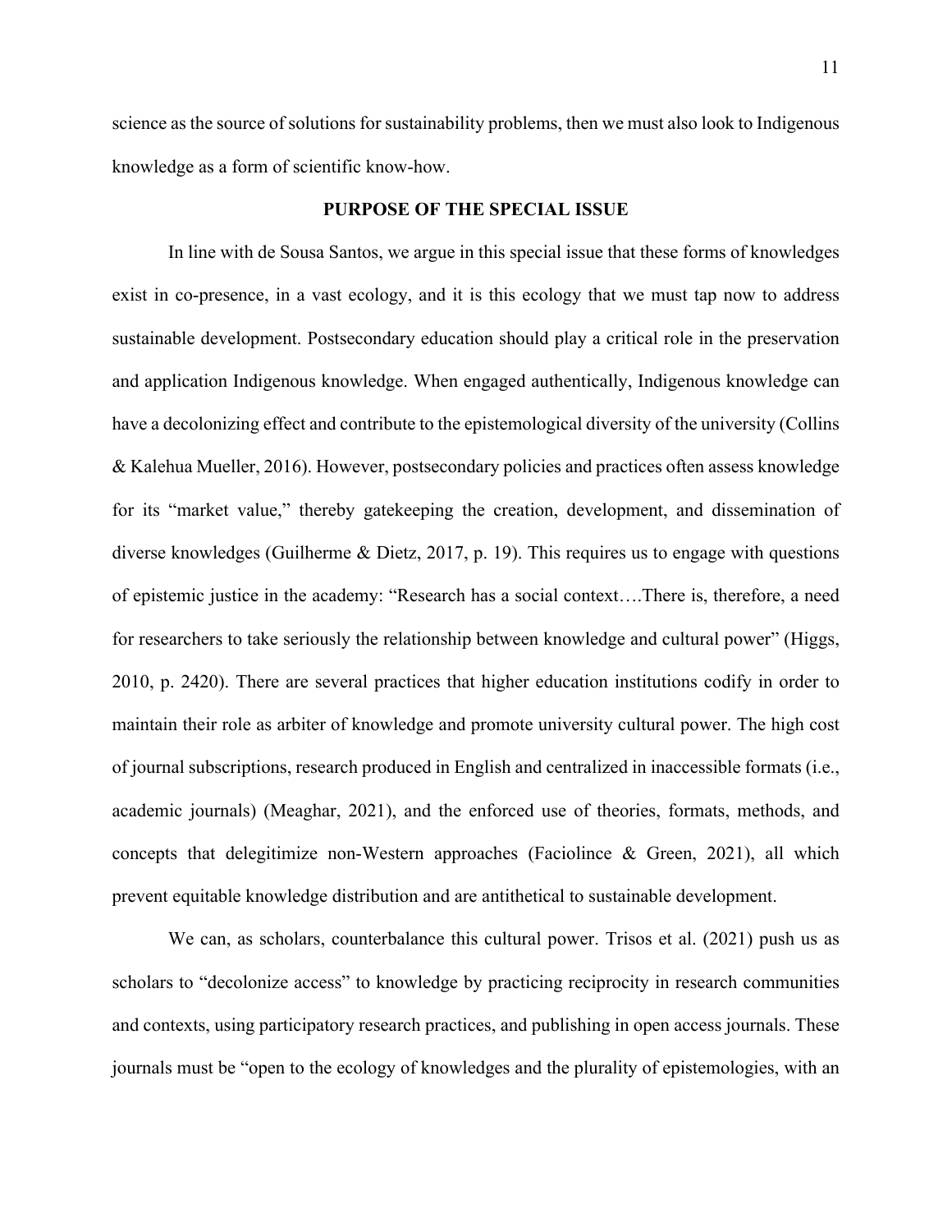science as the source of solutions for sustainability problems, then we must also look to Indigenous knowledge as a form of scientific know-how.

## PURPOSE OF THE SPECIAL ISSUE

In line with de Sousa Santos, we argue in this special issue that these forms of knowledges exist in co-presence, in a vast ecology, and it is this ecology that we must tap now to address sustainable development. Postsecondary education should play a critical role in the preservation and application Indigenous knowledge. When engaged authentically, Indigenous knowledge can have a decolonizing effect and contribute to the epistemological diversity of the university (Collins & Kalehua Mueller, 2016). However, postsecondary policies and practices often assess knowledge for its "market value," thereby gatekeeping the creation, development, and dissemination of diverse knowledges (Guilherme & Dietz, 2017, p. 19). This requires us to engage with questions of epistemic justice in the academy: "Research has a social context….There is, therefore, a need for researchers to take seriously the relationship between knowledge and cultural power" (Higgs, 2010, p. 2420). There are several practices that higher education institutions codify in order to maintain their role as arbiter of knowledge and promote university cultural power. The high cost of journal subscriptions, research produced in English and centralized in inaccessible formats (i.e., academic journals) (Meaghar, 2021), and the enforced use of theories, formats, methods, and concepts that delegitimize non-Western approaches (Faciolince & Green, 2021), all which prevent equitable knowledge distribution and are antithetical to sustainable development.

We can, as scholars, counterbalance this cultural power. Trisos et al. (2021) push us as scholars to "decolonize access" to knowledge by practicing reciprocity in research communities and contexts, using participatory research practices, and publishing in open access journals. These journals must be "open to the ecology of knowledges and the plurality of epistemologies, with an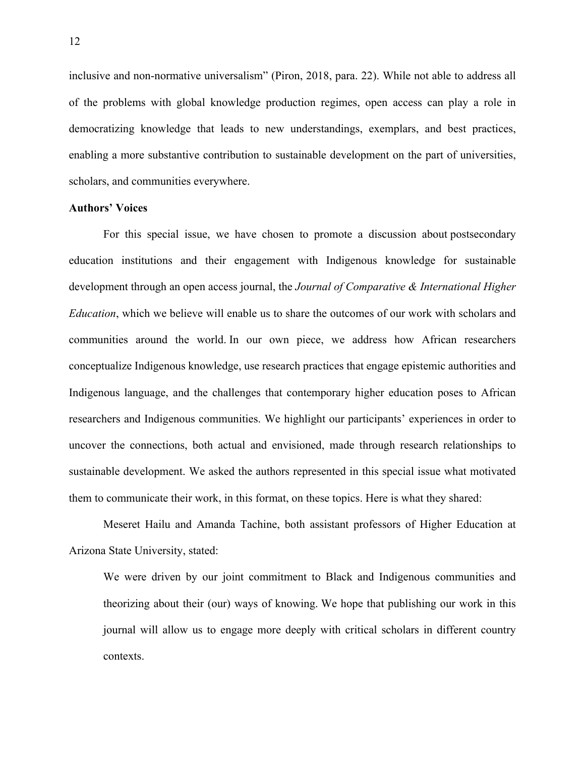inclusive and non-normative universalism" (Piron, 2018, para. 22). While not able to address all of the problems with global knowledge production regimes, open access can play a role in democratizing knowledge that leads to new understandings, exemplars, and best practices, enabling a more substantive contribution to sustainable development on the part of universities, scholars, and communities everywhere.

**Authors' Voices**

For this special issue, we have chosen to promote a discussion about postsecondary education institutions and their engagement with Indigenous knowledge for sustainable development through an open access journal, the *Journal of Comparative & International Higher Education*, which we believe will enable us to share the outcomes of our work with scholars and communities around the world. In our own piece, we address how African researchers conceptualize Indigenous knowledge, use research practices that engage epistemic authorities and Indigenous language, and the challenges that contemporary higher education poses to African researchers and Indigenous communities. We highlight our participants' experiences in order to uncover the connections, both actual and envisioned, made through research relationships to sustainable development. We asked the authors represented in this special issue what motivated them to communicate their work, in this format, on these topics. Here is what they shared:

Meseret Hailu and Amanda Tachine, both assistant professors of Higher Education at Arizona State University, stated:

> We were driven by our joint commitment to Black and Indigenous communities and theorizing about their (our) ways of knowing. We hope that publishing our work in this journal will allow us to engage more deeply with critical scholars in different country contexts.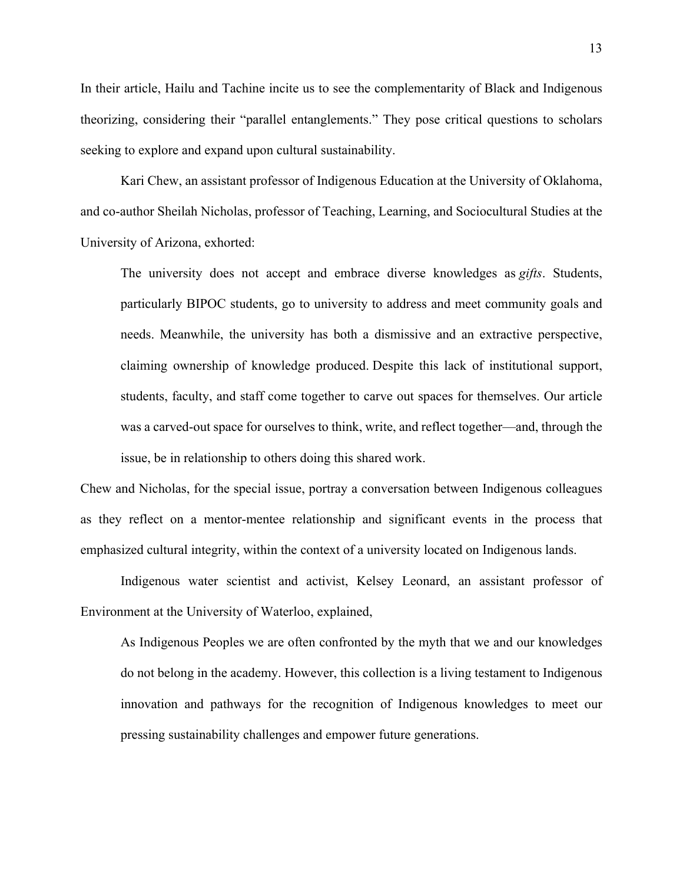In their article, Hailu and Tachine incite us to see the complementarity of Black and Indigenous theorizing, considering their "parallel entanglements." They pose critical questions to scholars seeking to explore and expand upon cultural sustainability.

Kari Chew, an assistant professor of Indigenous Education at the University of Oklahoma, and co-author Sheilah Nicholas, professor of Teaching, Learning, and Sociocultural Studies at the University of Arizona, exhorted:

> The university does not accept and embrace diverse knowledges as *gifts*. Students, particularly BIPOC students, go to university to address and meet community goals and needs. Meanwhile, the university has both a dismissive and an extractive perspective, claiming ownership of knowledge produced. Despite this lack of institutional support, students, faculty, and staff come together to carve out spaces for themselves. Our article was a carved-out space for ourselves to think, write, and reflect together—and, through the issue, be in relationship to others doing this shared work.

Chew and Nicholas, for the special issue, portray a conversation between Indigenous colleagues as they reflect on a mentor-mentee relationship and significant events in the process that emphasized cultural integrity, within the context of a university located on Indigenous lands.

Indigenous water scientist and activist, Kelsey Leonard, an assistant professor of Environment at the University of Waterloo, explained,

> As Indigenous Peoples we are often confronted by the myth that we and our knowledges do not belong in the academy. However, this collection is a living testament to Indigenous innovation and pathways for the recognition of Indigenous knowledges to meet our pressing sustainability challenges and empower future generations.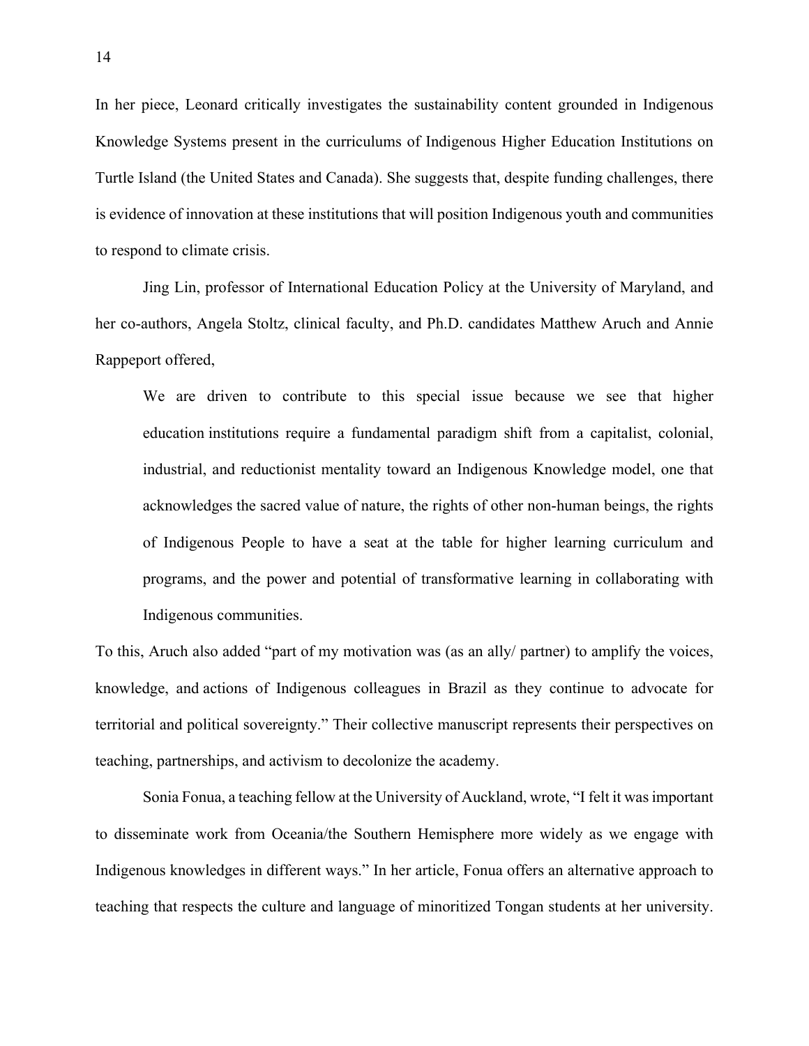In her piece, Leonard critically investigates the sustainability content grounded in Indigenous Knowledge Systems present in the curriculums of Indigenous Higher Education Institutions on Turtle Island (the United States and Canada). She suggests that, despite funding challenges, there is evidence of innovation at these institutions that will position Indigenous youth and communities to respond to climate crisis.

Jing Lin, professor of International Education Policy at the University of Maryland, and her co-authors, Angela Stoltz, clinical faculty, and Ph.D. candidates Matthew Aruch and Annie Rappeport offered,

> We are driven to contribute to this special issue because we see that higher education institutions require a fundamental paradigm shift from a capitalist, colonial, industrial, and reductionist mentality toward an Indigenous Knowledge model, one that acknowledges the sacred value of nature, the rights of other non-human beings, the rights of Indigenous People to have a seat at the table for higher learning curriculum and programs, and the power and potential of transformative learning in collaborating with Indigenous communities.

To this, Aruch also added "part of my motivation was (as an ally/ partner) to amplify the voices, knowledge, and actions of Indigenous colleagues in Brazil as they continue to advocate for territorial and political sovereignty." Their collective manuscript represents their perspectives on teaching, partnerships, and activism to decolonize the academy.

Sonia Fonua, a teaching fellow at the University of Auckland, wrote, "I felt it was important to disseminate work from Oceania/the Southern Hemisphere more widely as we engage with Indigenous knowledges in different ways." In her article, Fonua offers an alternative approach to teaching that respects the culture and language of minoritized Tongan students at her university.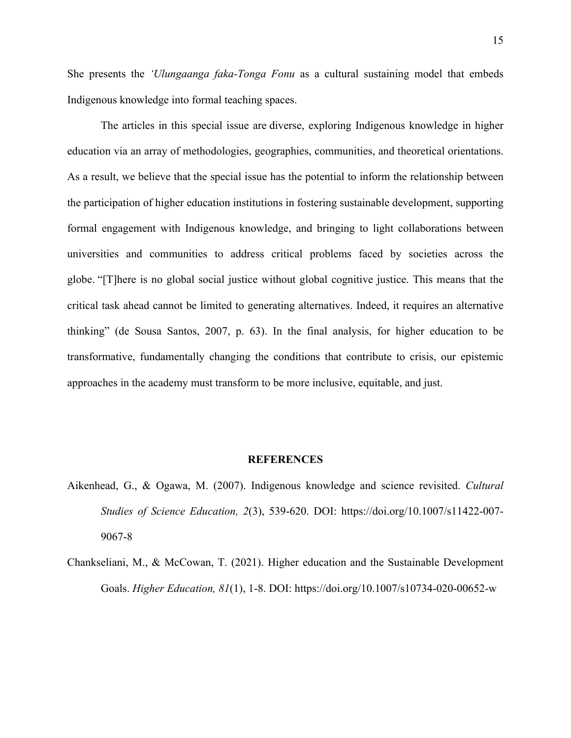She presents the *'Ulungaanga faka-Tonga Fonu* as a cultural sustaining model that embeds Indigenous knowledge into formal teaching spaces.

The articles in this special issue are diverse, exploring Indigenous knowledge in higher education via an array of methodologies, geographies, communities, and theoretical orientations. As a result, we believe that the special issue has the potential to inform the relationship between the participation of higher education institutions in fostering sustainable development, supporting formal engagement with Indigenous knowledge, and bringing to light collaborations between universities and communities to address critical problems faced by societies across the globe. "[T]here is no global social justice without global cognitive justice. This means that the critical task ahead cannot be limited to generating alternatives. Indeed, it requires an alternative thinking" (de Sousa Santos, 2007, p. 63). In the final analysis, for higher education to be transformative, fundamentally changing the conditions that contribute to crisis, our epistemic approaches in the academy must transform to be more inclusive, equitable, and just.

## REFERENCES

Aikenhead, G., & Ogawa, M. (2007). Indigenous knowledge and science revisited. *Cultural Studies of Science Education, 2*(3), 539-620. DOI: https://doi.org/10.1007/s11422-007-9067-8

Chankseliani, M., & McCowan, T. (2021). Higher education and the Sustainable Development Goals. *Higher Education, 81*(1), 1-8. DOI: https://doi.org/10.1007/s10734-020-00652-w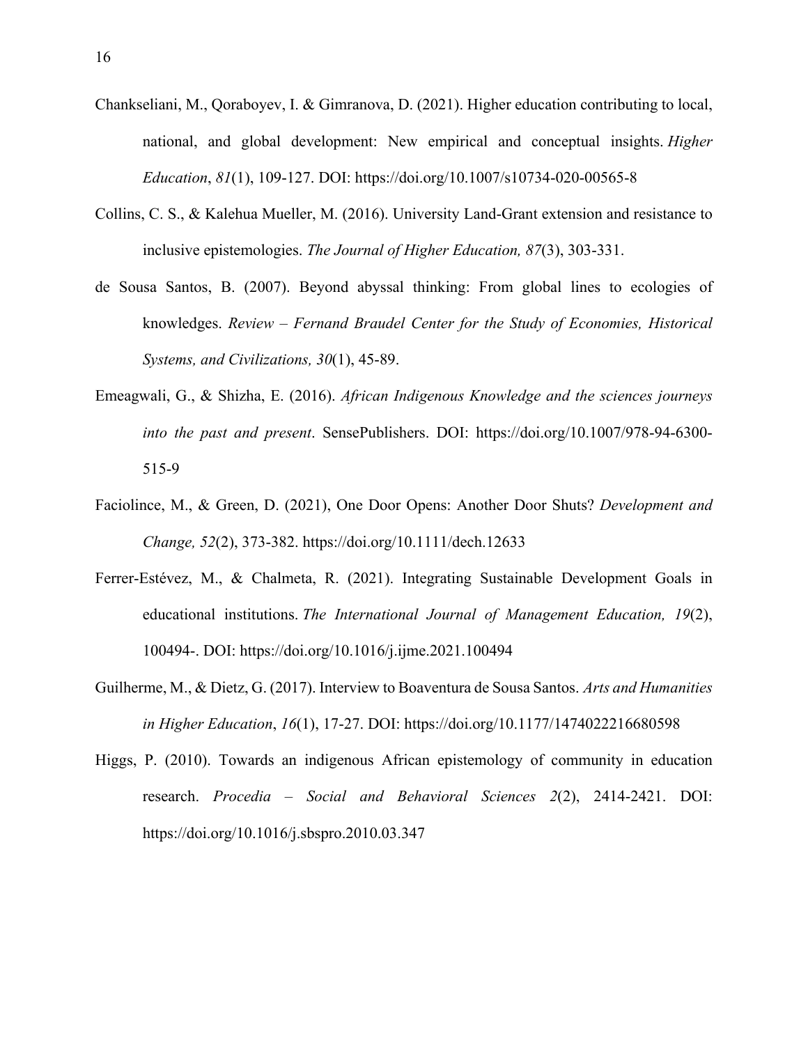Chankseliani, M., Qoraboyev, I. & Gimranova, D. (2021). Higher education contributing to local, national, and global development: New empirical and conceptual insights. *Higher Education*, *81*(1), 109-127. DOI: https://doi.org/10.1007/s10734-020-00565-8

Collins, C. S., & Kalehua Mueller, M. (2016). University Land-Grant extension and resistance to inclusive epistemologies. *The Journal of Higher Education, 87*(3), 303-331.

de Sousa Santos, B. (2007). Beyond abyssal thinking: From global lines to ecologies of knowledges. *Review – Fernand Braudel Center for the Study of Economies, Historical Systems, and Civilizations, 30*(1), 45-89.

Emeagwali, G., & Shizha, E. (2016). *African Indigenous Knowledge and the sciences journeys into the past and present*. SensePublishers. DOI: https://doi.org/10.1007/978-94-6300-515-9

Faciolince, M., & Green, D. (2021), One Door Opens: Another Door Shuts? *Development and Change, 52*(2), 373-382. https://doi.org/10.1111/dech.12633

Ferrer-Estévez, M., & Chalmeta, R. (2021). Integrating Sustainable Development Goals in educational institutions. *The International Journal of Management Education, 19*(2), 100494-. DOI: https://doi.org/10.1016/j.ijme.2021.100494

Guilherme, M., & Dietz, G. (2017). Interview to Boaventura de Sousa Santos. *Arts and Humanities in Higher Education*, *16*(1), 17-27. DOI: https://doi.org/10.1177/1474022216680598

Higgs, P. (2010). Towards an indigenous African epistemology of community in education research. *Procedia – Social and Behavioral Sciences 2*(2), 2414-2421. DOI: https://doi.org/10.1016/j.sbspro.2010.03.347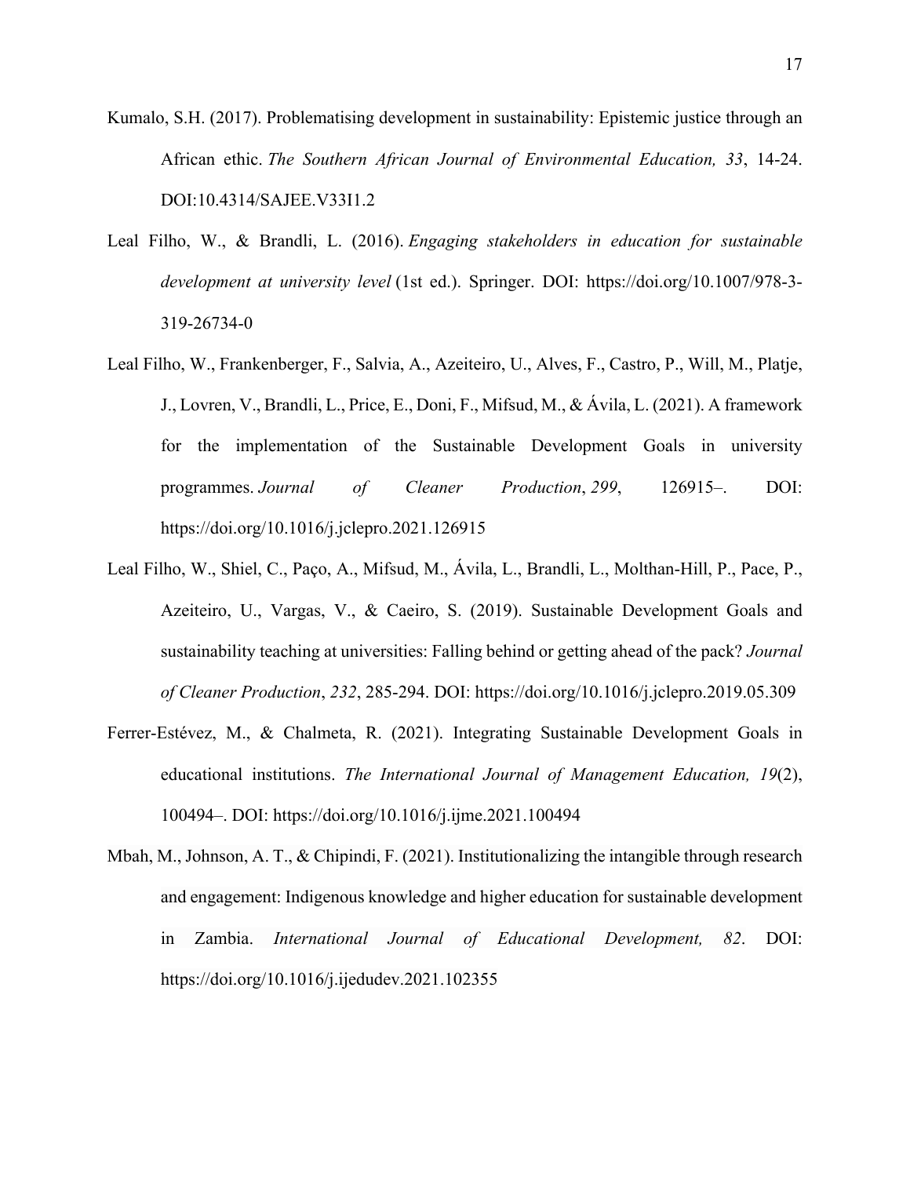Kumalo, S.H. (2017). Problematising development in sustainability: Epistemic justice through an African ethic. *The Southern African Journal of Environmental Education, 33*, 14-24. DOI:10.4314/SAJEE.V33I1.2

Leal Filho, W., & Brandli, L. (2016). *Engaging stakeholders in education for sustainable development at university level* (1st ed.). Springer. DOI: https://doi.org/10.1007/978-3-319-26734-0

Leal Filho, W., Frankenberger, F., Salvia, A., Azeiteiro, U., Alves, F., Castro, P., Will, M., Platje, J., Lovren, V., Brandli, L., Price, E., Doni, F., Mifsud, M., & Ávila, L. (2021). A framework for the implementation of the Sustainable Development Goals in university programmes. *Journal of Cleaner Production*, *299*, 126915–. DOI: https://doi.org/10.1016/j.jclepro.2021.126915

Leal Filho, W., Shiel, C., Paço, A., Mifsud, M., Ávila, L., Brandli, L., Molthan-Hill, P., Pace, P., Azeiteiro, U., Vargas, V., & Caeiro, S. (2019). Sustainable Development Goals and sustainability teaching at universities: Falling behind or getting ahead of the pack? *Journal of Cleaner Production*, *232*, 285-294. DOI: https://doi.org/10.1016/j.jclepro.2019.05.309

Ferrer-Estévez, M., & Chalmeta, R. (2021). Integrating Sustainable Development Goals in educational institutions. *The International Journal of Management Education, 19*(2), 100494–. DOI: https://doi.org/10.1016/j.ijme.2021.100494

Mbah, M., Johnson, A. T., & Chipindi, F. (2021). Institutionalizing the intangible through research and engagement: Indigenous knowledge and higher education for sustainable development in Zambia. *International Journal of Educational Development, 82*. DOI: https://doi.org/10.1016/j.ijedudev.2021.102355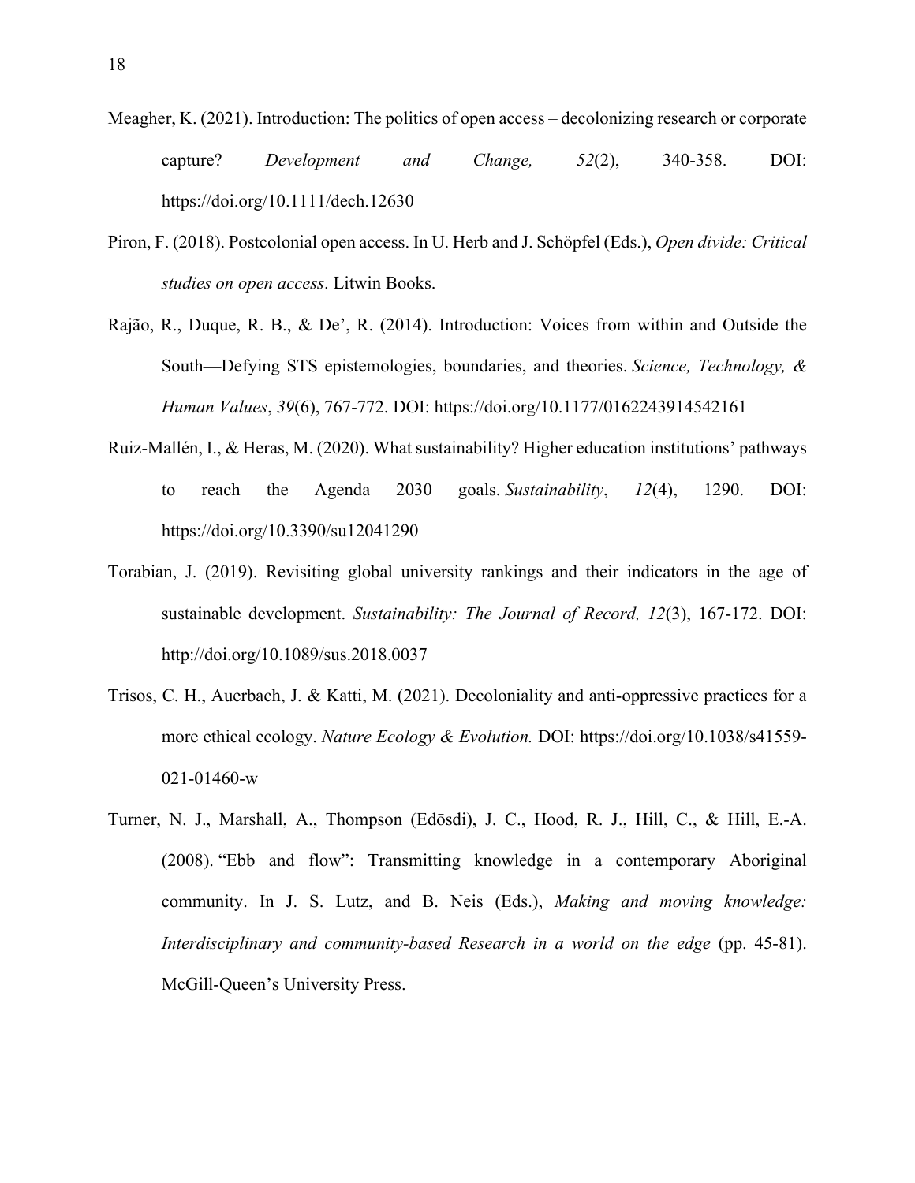Meagher, K. (2021). Introduction: The politics of open access – decolonizing research or corporate capture? *Development and Change, 52*(2), 340-358. DOI: https://doi.org/10.1111/dech.12630

Piron, F. (2018). Postcolonial open access. In U. Herb and J. Schöpfel (Eds.), *Open divide: Critical studies on open access*. Litwin Books.

Rajão, R., Duque, R. B., & De', R. (2014). Introduction: Voices from within and Outside the South—Defying STS epistemologies, boundaries, and theories. *Science, Technology, & Human Values*, *39*(6), 767-772. DOI: https://doi.org/10.1177/0162243914542161

Ruiz-Mallén, I., & Heras, M. (2020). What sustainability? Higher education institutions' pathways to reach the Agenda 2030 goals. *Sustainability*, *12*(4), 1290. DOI: https://doi.org/10.3390/su12041290

Torabian, J. (2019). Revisiting global university rankings and their indicators in the age of sustainable development. *Sustainability: The Journal of Record, 12*(3), 167-172. DOI: http://doi.org/10.1089/sus.2018.0037

Trisos, C. H., Auerbach, J. & Katti, M. (2021). Decoloniality and anti-oppressive practices for a more ethical ecology. *Nature Ecology & Evolution.* DOI: https://doi.org/10.1038/s41559-021-01460-w

Turner, N. J., Marshall, A., Thompson (Edōsdi), J. C., Hood, R. J., Hill, C., & Hill, E.-A. (2008). "Ebb and flow": Transmitting knowledge in a contemporary Aboriginal community. In J. S. Lutz, and B. Neis (Eds.), *Making and moving knowledge: Interdisciplinary and community-based Research in a world on the edge* (pp. 45-81). McGill-Queen's University Press.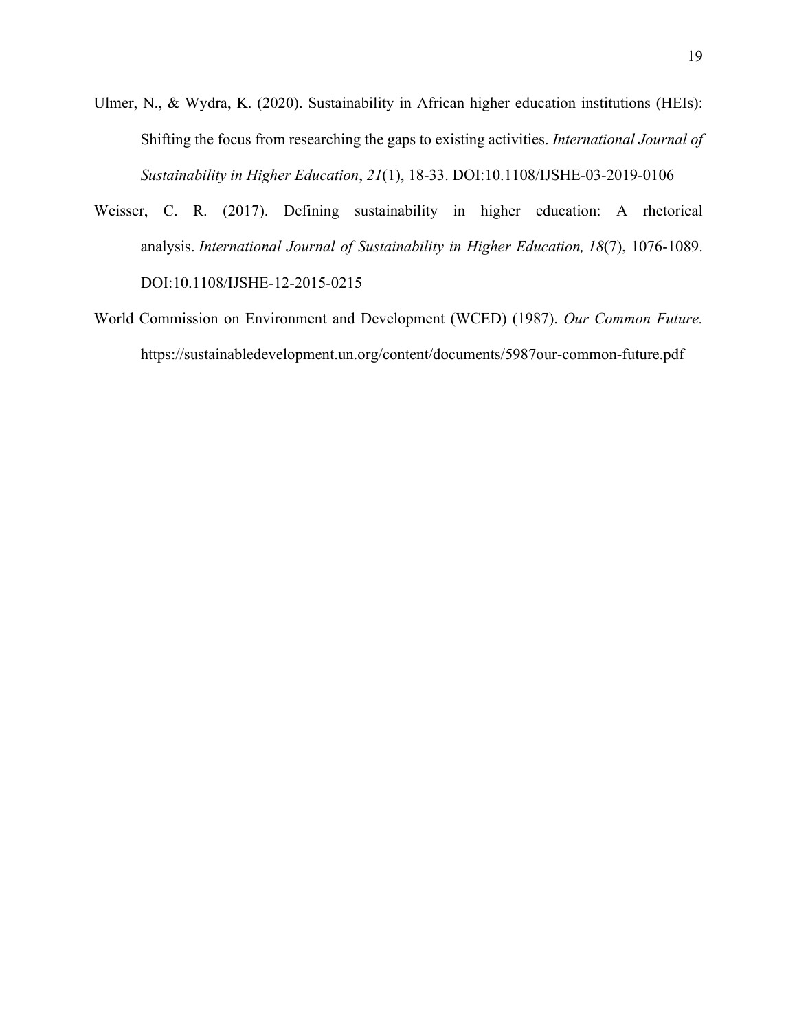Ulmer, N., & Wydra, K. (2020). Sustainability in African higher education institutions (HEIs): Shifting the focus from researching the gaps to existing activities. *International Journal of Sustainability in Higher Education*, *21*(1), 18-33. DOI:10.1108/IJSHE-03-2019-0106

Weisser, C. R. (2017). Defining sustainability in higher education: A rhetorical analysis. *International Journal of Sustainability in Higher Education, 18*(7), 1076-1089. DOI:10.1108/IJSHE-12-2015-0215

World Commission on Environment and Development (WCED) (1987). *Our Common Future.* https://sustainabledevelopment.un.org/content/documents/5987our-common-future.pdf